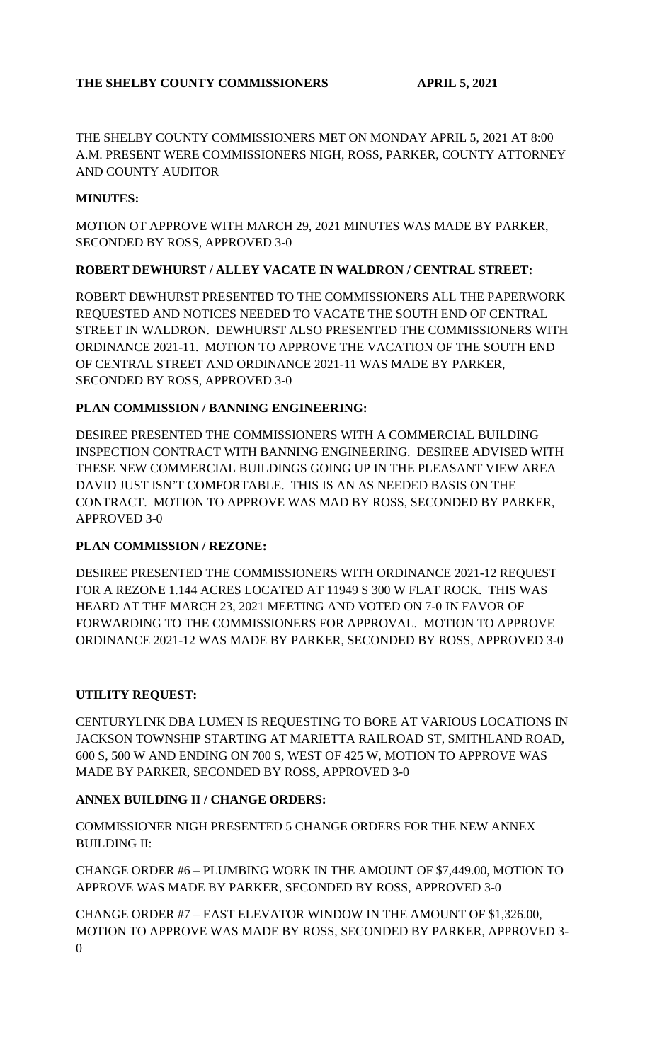**THE SHELBY COUNTY COMMISSIONERS APRIL 5, 2021**

THE SHELBY COUNTY COMMISSIONERS MET ON MONDAY APRIL 5, 2021 AT 8:00 A.M. PRESENT WERE COMMISSIONERS NIGH, ROSS, PARKER, COUNTY ATTORNEY AND COUNTY AUDITOR

**MINUTES:**

MOTION OT APPROVE WITH MARCH 29, 2021 MINUTES WAS MADE BY PARKER, SECONDED BY ROSS, APPROVED 3-0

**ROBERT DEWHURST / ALLEY VACATE IN WALDRON / CENTRAL STREET:**

ROBERT DEWHURST PRESENTED TO THE COMMISSIONERS ALL THE PAPERWORK REQUESTED AND NOTICES NEEDED TO VACATE THE SOUTH END OF CENTRAL STREET IN WALDRON. DEWHURST ALSO PRESENTED THE COMMISSIONERS WITH ORDINANCE 2021-11. MOTION TO APPROVE THE VACATION OF THE SOUTH END OF CENTRAL STREET AND ORDINANCE 2021-11 WAS MADE BY PARKER, SECONDED BY ROSS, APPROVED 3-0

**PLAN COMMISSION / BANNING ENGINEERING:**

DESIREE PRESENTED THE COMMISSIONERS WITH A COMMERCIAL BUILDING INSPECTION CONTRACT WITH BANNING ENGINEERING. DESIREE ADVISED WITH THESE NEW COMMERCIAL BUILDINGS GOING UP IN THE PLEASANT VIEW AREA DAVID JUST ISN'T COMFORTABLE. THIS IS AN AS NEEDED BASIS ON THE CONTRACT. MOTION TO APPROVE WAS MAD BY ROSS, SECONDED BY PARKER, APPROVED 3-0

**PLAN COMMISSION / REZONE:**

DESIREE PRESENTED THE COMMISSIONERS WITH ORDINANCE 2021-12 REQUEST FOR A REZONE 1.144 ACRES LOCATED AT 11949 S 300 W FLAT ROCK. THIS WAS HEARD AT THE MARCH 23, 2021 MEETING AND VOTED ON 7-0 IN FAVOR OF FORWARDING TO THE COMMISSIONERS FOR APPROVAL. MOTION TO APPROVE ORDINANCE 2021-12 WAS MADE BY PARKER, SECONDED BY ROSS, APPROVED 3-0

**UTILITY REQUEST:**

CENTURYLINK DBA LUMEN IS REQUESTING TO BORE AT VARIOUS LOCATIONS IN JACKSON TOWNSHIP STARTING AT MARIETTA RAILROAD ST, SMITHLAND ROAD, 600 S, 500 W AND ENDING ON 700 S, WEST OF 425 W, MOTION TO APPROVE WAS MADE BY PARKER, SECONDED BY ROSS, APPROVED 3-0

**ANNEX BUILDING II / CHANGE ORDERS:**

COMMISSIONER NIGH PRESENTED 5 CHANGE ORDERS FOR THE NEW ANNEX BUILDING II:

CHANGE ORDER #6 – PLUMBING WORK IN THE AMOUNT OF $7,449.00, MOTION TO APPROVE WAS MADE BY PARKER, SECONDED BY ROSS, APPROVED 3-0

CHANGE ORDER #7 – EAST ELEVATOR WINDOW IN THE AMOUNT OF $1,326.00, MOTION TO APPROVE WAS MADE BY ROSS, SECONDED BY PARKER, APPROVED 3-0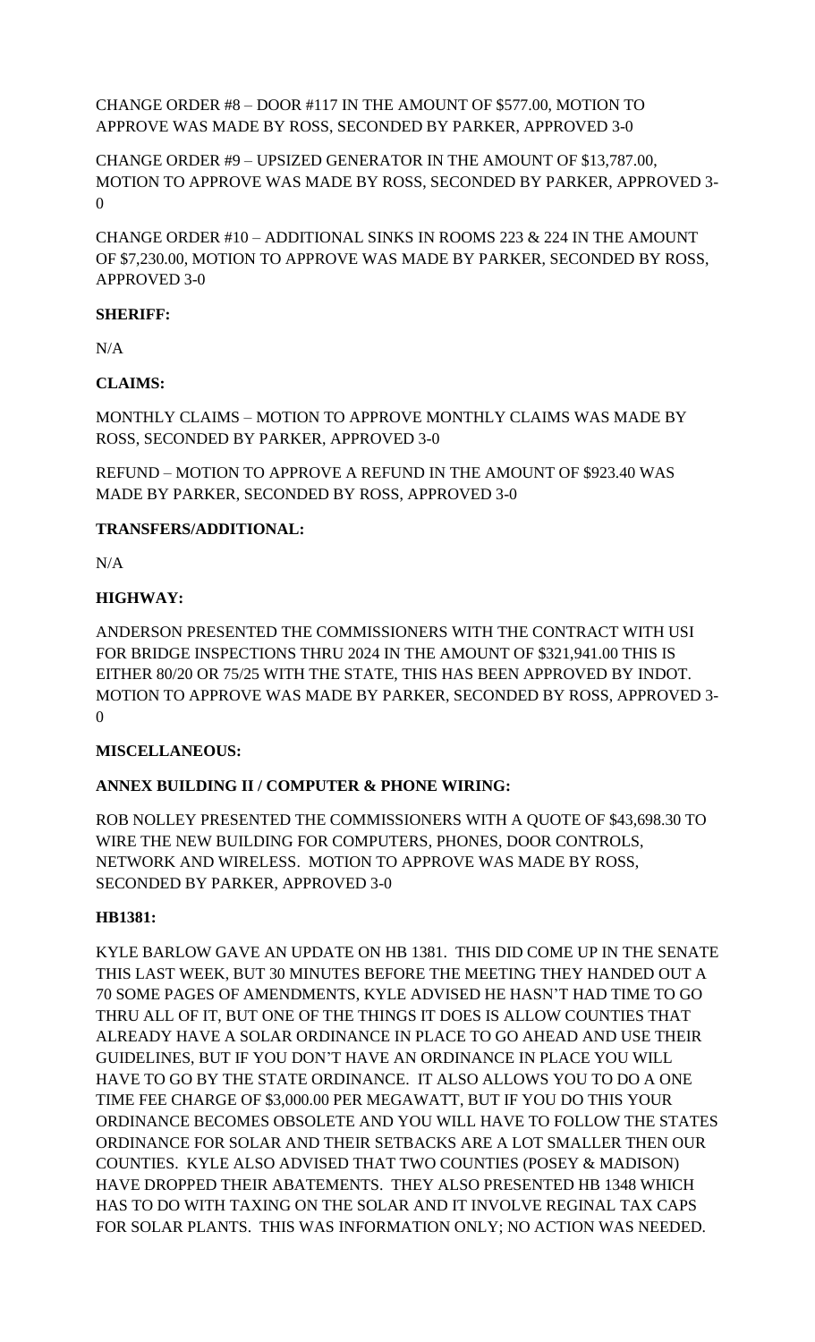CHANGE ORDER #8 – DOOR #117 IN THE AMOUNT OF $577.00, MOTION TO APPROVE WAS MADE BY ROSS, SECONDED BY PARKER, APPROVED 3-0

CHANGE ORDER #9 – UPSIZED GENERATOR IN THE AMOUNT OF $13,787.00, MOTION TO APPROVE WAS MADE BY ROSS, SECONDED BY PARKER, APPROVED 3-0

CHANGE ORDER #10 – ADDITIONAL SINKS IN ROOMS 223 & 224 IN THE AMOUNT OF $7,230.00, MOTION TO APPROVE WAS MADE BY PARKER, SECONDED BY ROSS, APPROVED 3-0

**SHERIFF:**

N/A

**CLAIMS:**

MONTHLY CLAIMS – MOTION TO APPROVE MONTHLY CLAIMS WAS MADE BY ROSS, SECONDED BY PARKER, APPROVED 3-0

REFUND – MOTION TO APPROVE A REFUND IN THE AMOUNT OF $923.40 WAS MADE BY PARKER, SECONDED BY ROSS, APPROVED 3-0

**TRANSFERS/ADDITIONAL:**

N/A

**HIGHWAY:**

ANDERSON PRESENTED THE COMMISSIONERS WITH THE CONTRACT WITH USI FOR BRIDGE INSPECTIONS THRU 2024 IN THE AMOUNT OF $321,941.00 THIS IS EITHER 80/20 OR 75/25 WITH THE STATE, THIS HAS BEEN APPROVED BY INDOT. MOTION TO APPROVE WAS MADE BY PARKER, SECONDED BY ROSS, APPROVED 3-0

**MISCELLANEOUS:**

**ANNEX BUILDING II / COMPUTER & PHONE WIRING:**

ROB NOLLEY PRESENTED THE COMMISSIONERS WITH A QUOTE OF $43,698.30 TO WIRE THE NEW BUILDING FOR COMPUTERS, PHONES, DOOR CONTROLS, NETWORK AND WIRELESS. MOTION TO APPROVE WAS MADE BY ROSS, SECONDED BY PARKER, APPROVED 3-0

**HB1381:**

KYLE BARLOW GAVE AN UPDATE ON HB 1381. THIS DID COME UP IN THE SENATE THIS LAST WEEK, BUT 30 MINUTES BEFORE THE MEETING THEY HANDED OUT A 70 SOME PAGES OF AMENDMENTS, KYLE ADVISED HE HASN'T HAD TIME TO GO THRU ALL OF IT, BUT ONE OF THE THINGS IT DOES IS ALLOW COUNTIES THAT ALREADY HAVE A SOLAR ORDINANCE IN PLACE TO GO AHEAD AND USE THEIR GUIDELINES, BUT IF YOU DON'T HAVE AN ORDINANCE IN PLACE YOU WILL HAVE TO GO BY THE STATE ORDINANCE. IT ALSO ALLOWS YOU TO DO A ONE TIME FEE CHARGE OF $3,000.00 PER MEGAWATT, BUT IF YOU DO THIS YOUR ORDINANCE BECOMES OBSOLETE AND YOU WILL HAVE TO FOLLOW THE STATES ORDINANCE FOR SOLAR AND THEIR SETBACKS ARE A LOT SMALLER THEN OUR COUNTIES. KYLE ALSO ADVISED THAT TWO COUNTIES (POSEY & MADISON) HAVE DROPPED THEIR ABATEMENTS. THEY ALSO PRESENTED HB 1348 WHICH HAS TO DO WITH TAXING ON THE SOLAR AND IT INVOLVE REGINAL TAX CAPS FOR SOLAR PLANTS. THIS WAS INFORMATION ONLY; NO ACTION WAS NEEDED.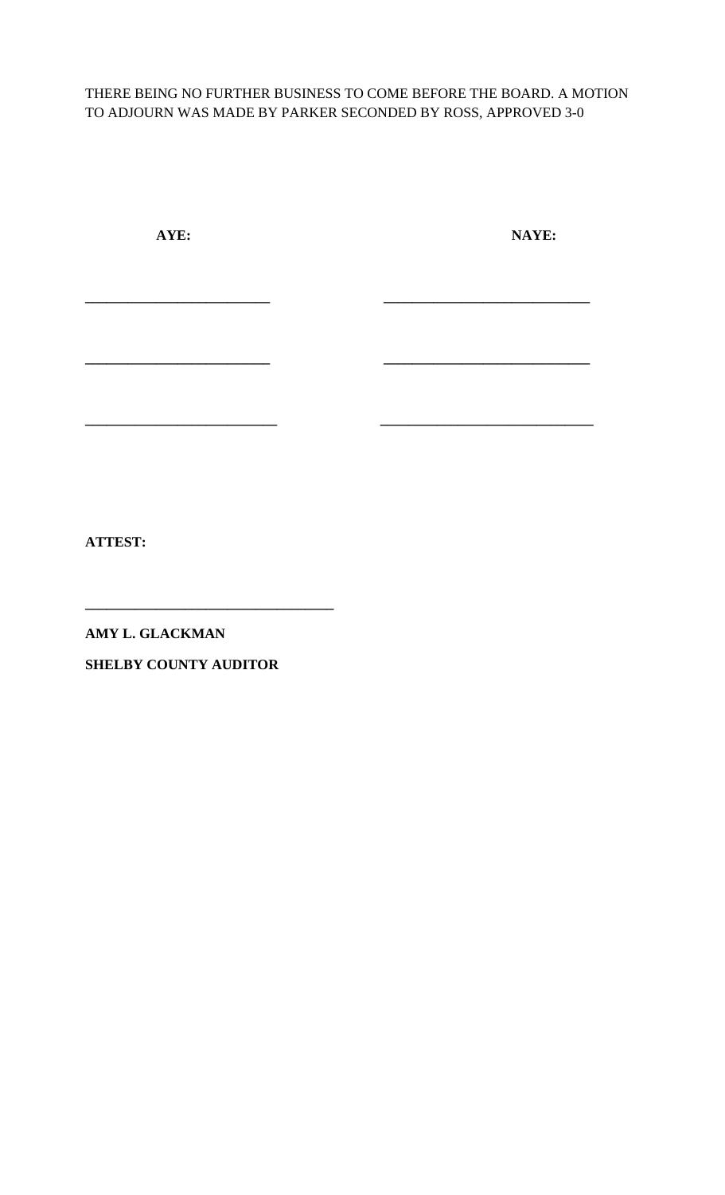THERE BEING NO FURTHER BUSINESS TO COME BEFORE THE BOARD. A MOTION TO ADJOURN WAS MADE BY PARKER SECONDED BY ROSS, APPROVED 3-0

| **AYE:** | **NAYE:** |
| --- | --- |
| ___________________________ | ______________________________ |
| ___________________________ | ______________________________ |
| ___________________________ | ______________________________ |

**ATTEST:**

____________________________________

**AMY L. GLACKMAN**

**SHELBY COUNTY AUDITOR**